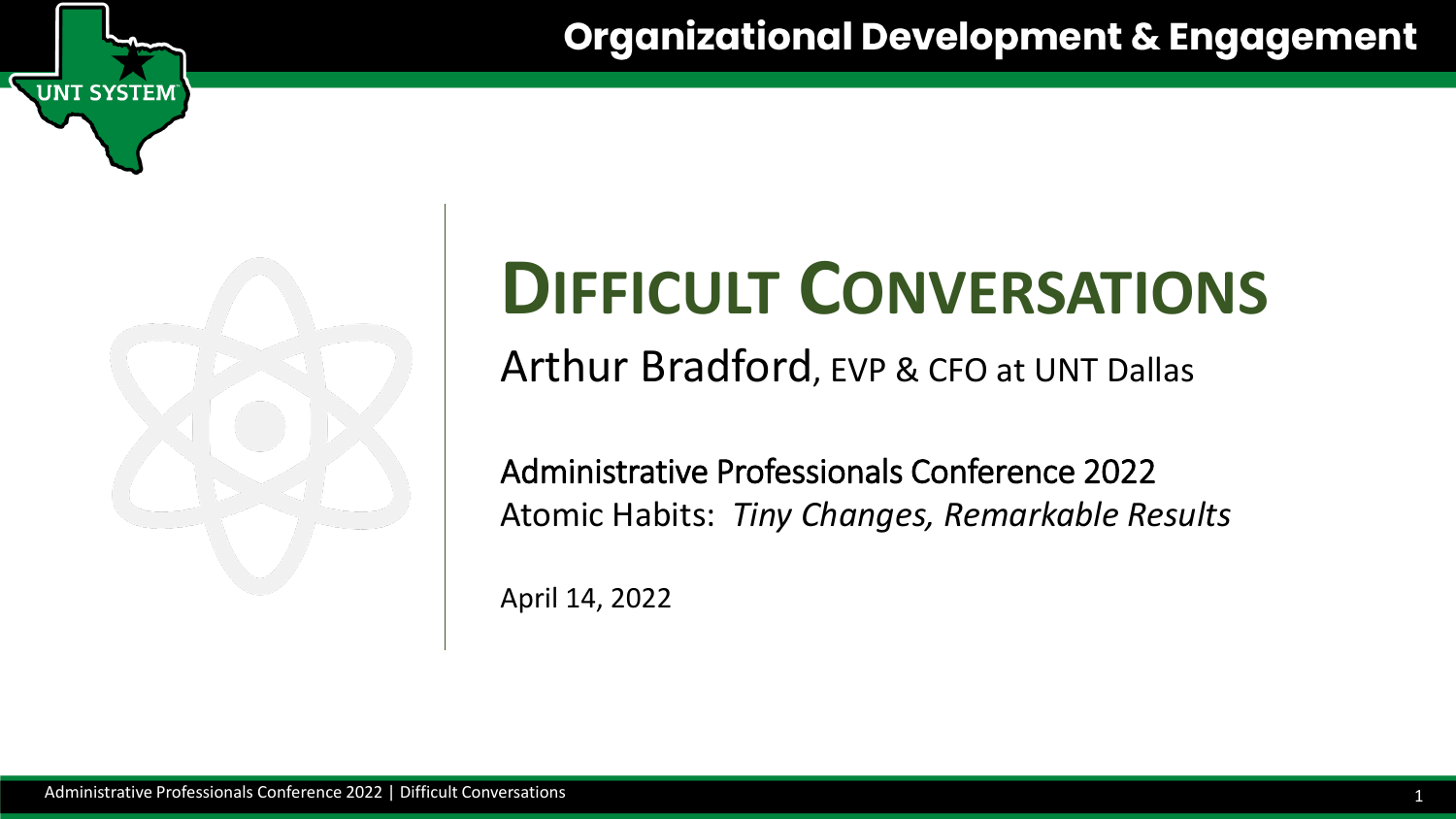Organizational Development & Engagement

# DIFFICULT CONVERSATIONS

Arthur Bradford, EVP & CFO at UNT Dallas

Administrative Professionals Conference 2022

Atomic Habits: *Tiny Changes, Remarkable Results*

April 14, 2022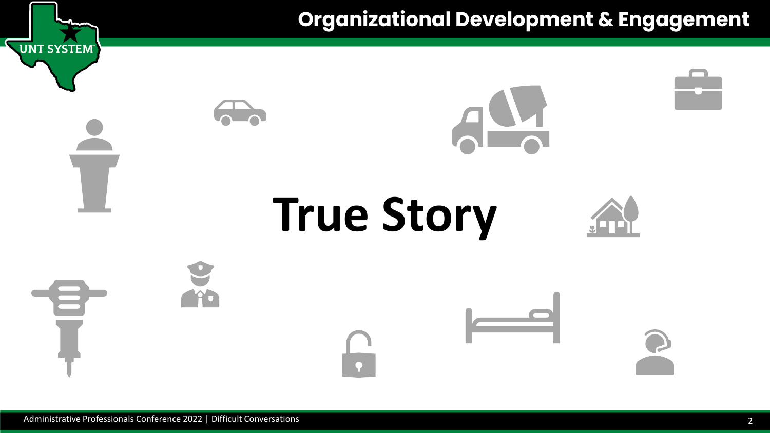# True Story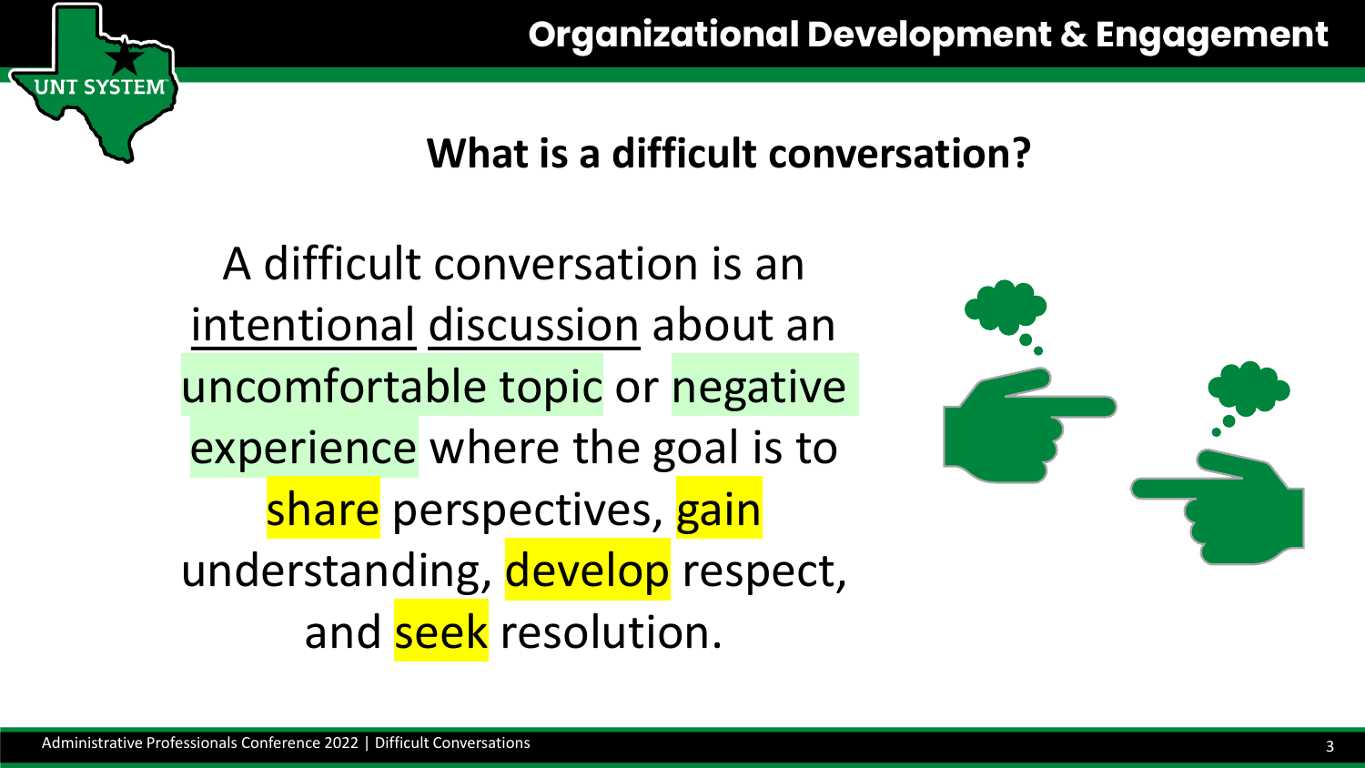## What is a difficult conversation?

A difficult conversation is an intentional discussion about an uncomfortable topic or negative experience where the goal is to share perspectives, gain understanding, develop respect, and seek resolution.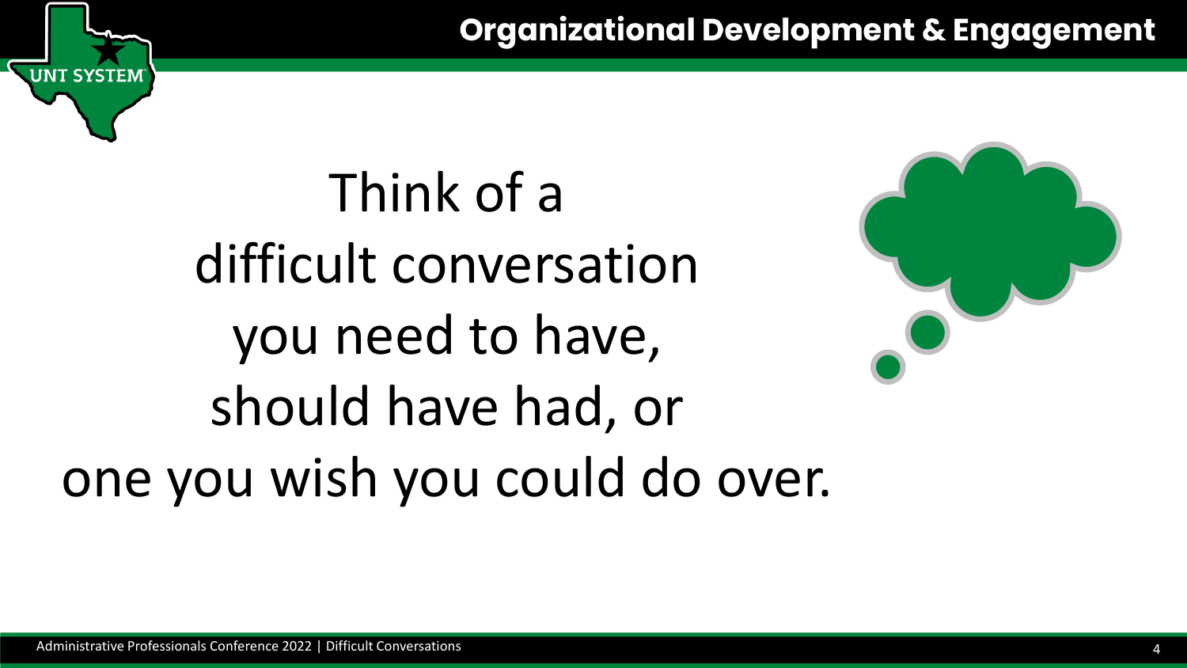Think of a
difficult conversation
you need to have,
should have had, or
one you wish you could do over.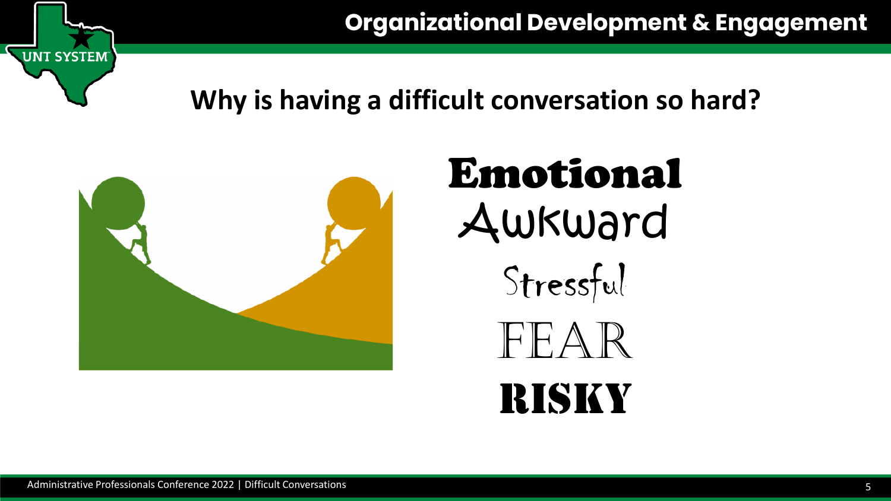## Why is having a difficult conversation so hard?

Emotional

Awkward

Stressful

FEAR

RISKY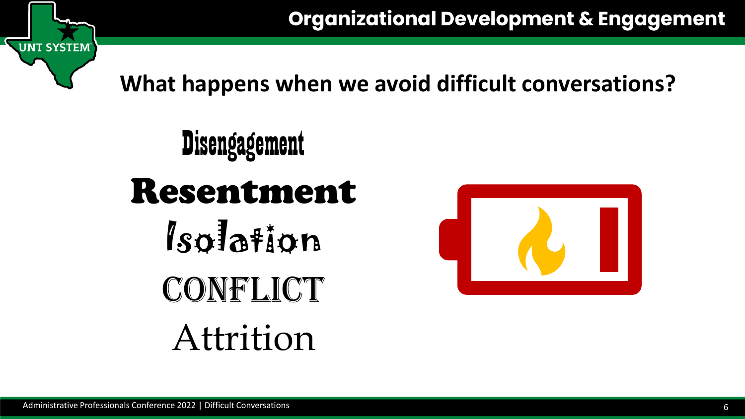# What happens when we avoid difficult conversations?

Disengagement

Resentment

Isolation

CONFLICT

Attrition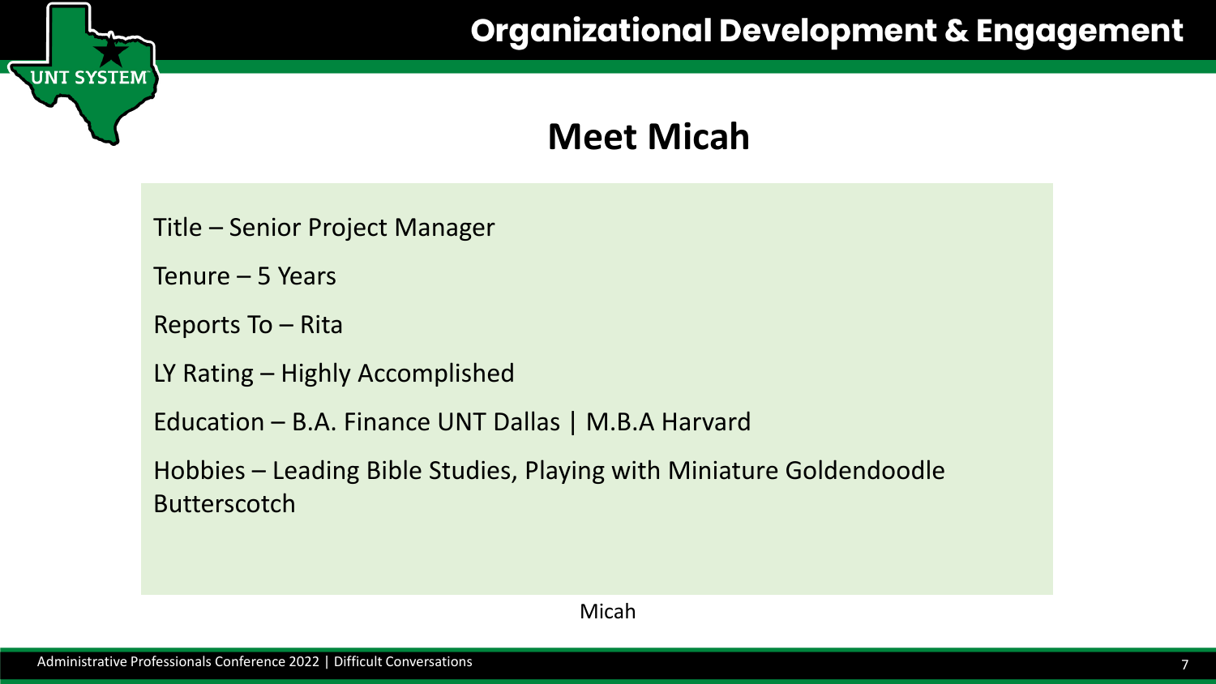# Meet Micah

Title – Senior Project Manager

Tenure – 5 Years

Reports To – Rita

LY Rating – Highly Accomplished

Education – B.A. Finance UNT Dallas | M.B.A Harvard

Hobbies – Leading Bible Studies, Playing with Miniature Goldendoodle Butterscotch

Micah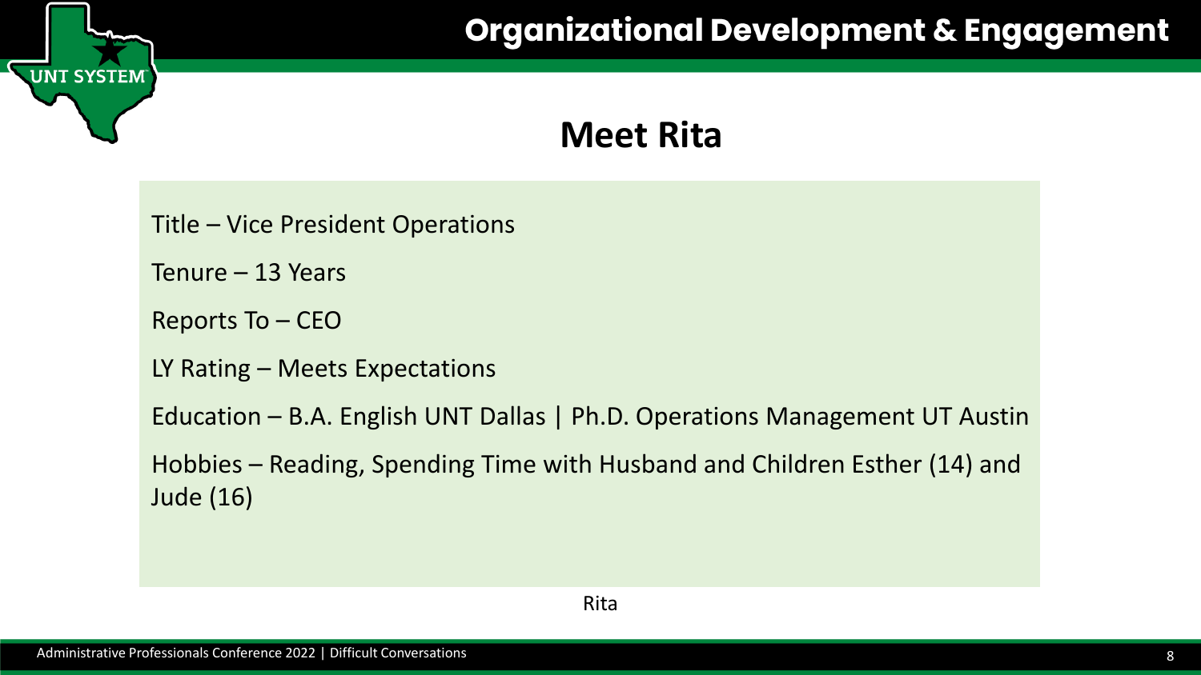# Meet Rita

Title – Vice President Operations

Tenure – 13 Years

Reports To – CEO

LY Rating – Meets Expectations

Education – B.A. English UNT Dallas | Ph.D. Operations Management UT Austin

Hobbies – Reading, Spending Time with Husband and Children Esther (14) and Jude (16)

Rita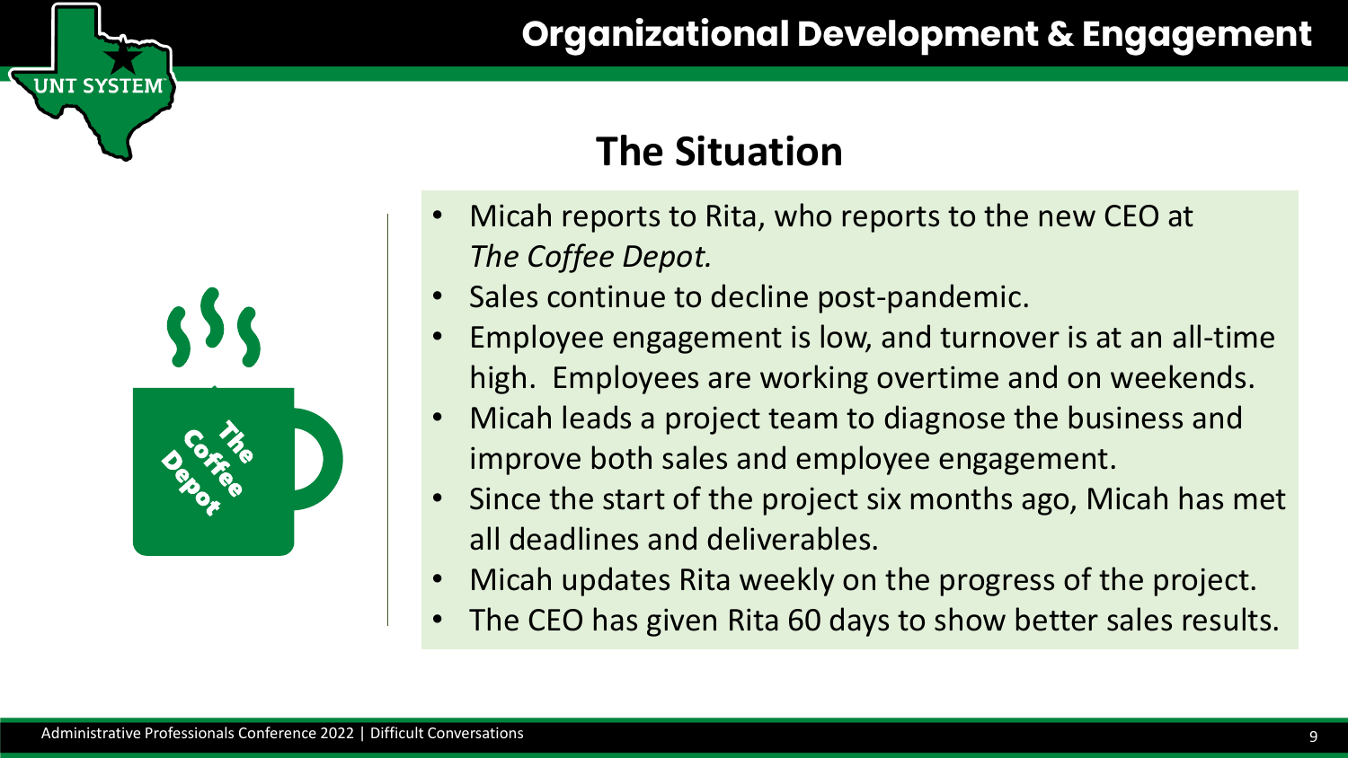# The Situation

- Micah reports to Rita, who reports to the new CEO at *The Coffee Depot.*
- Sales continue to decline post-pandemic.
- Employee engagement is low, and turnover is at an all-time high. Employees are working overtime and on weekends.
- Micah leads a project team to diagnose the business and improve both sales and employee engagement.
- Since the start of the project six months ago, Micah has met all deadlines and deliverables.
- Micah updates Rita weekly on the progress of the project.
- The CEO has given Rita 60 days to show better sales results.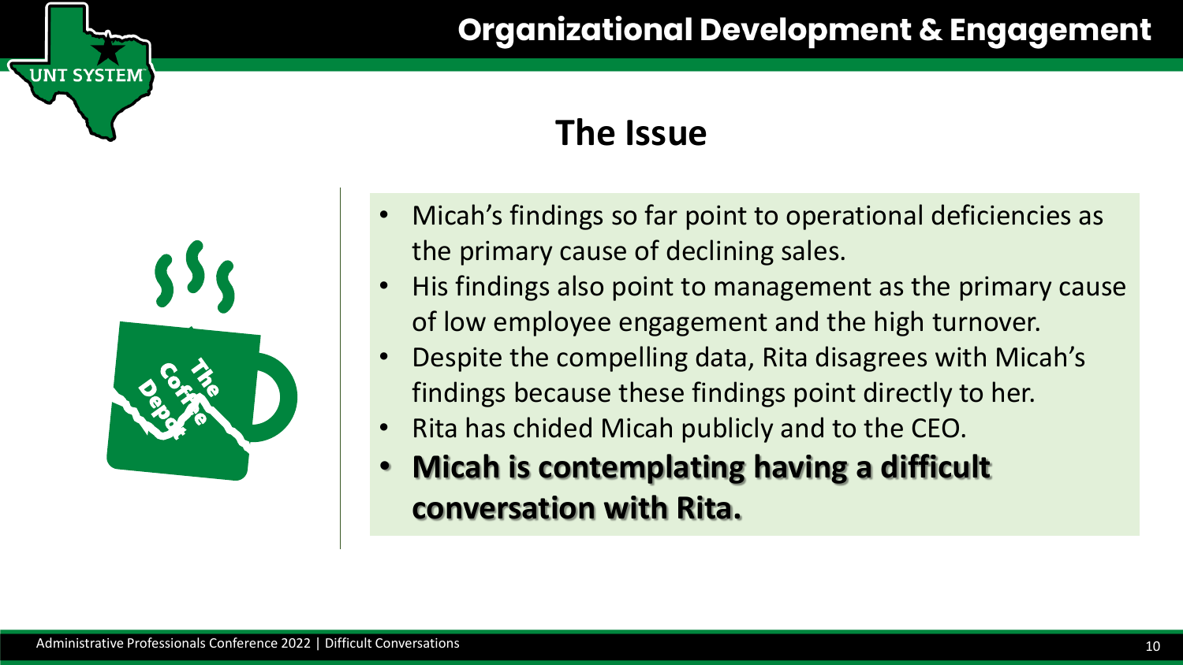# The Issue

- Micah's findings so far point to operational deficiencies as the primary cause of declining sales.
- His findings also point to management as the primary cause of low employee engagement and the high turnover.
- Despite the compelling data, Rita disagrees with Micah's findings because these findings point directly to her.
- Rita has chided Micah publicly and to the CEO.
- **Micah is contemplating having a difficult conversation with Rita.**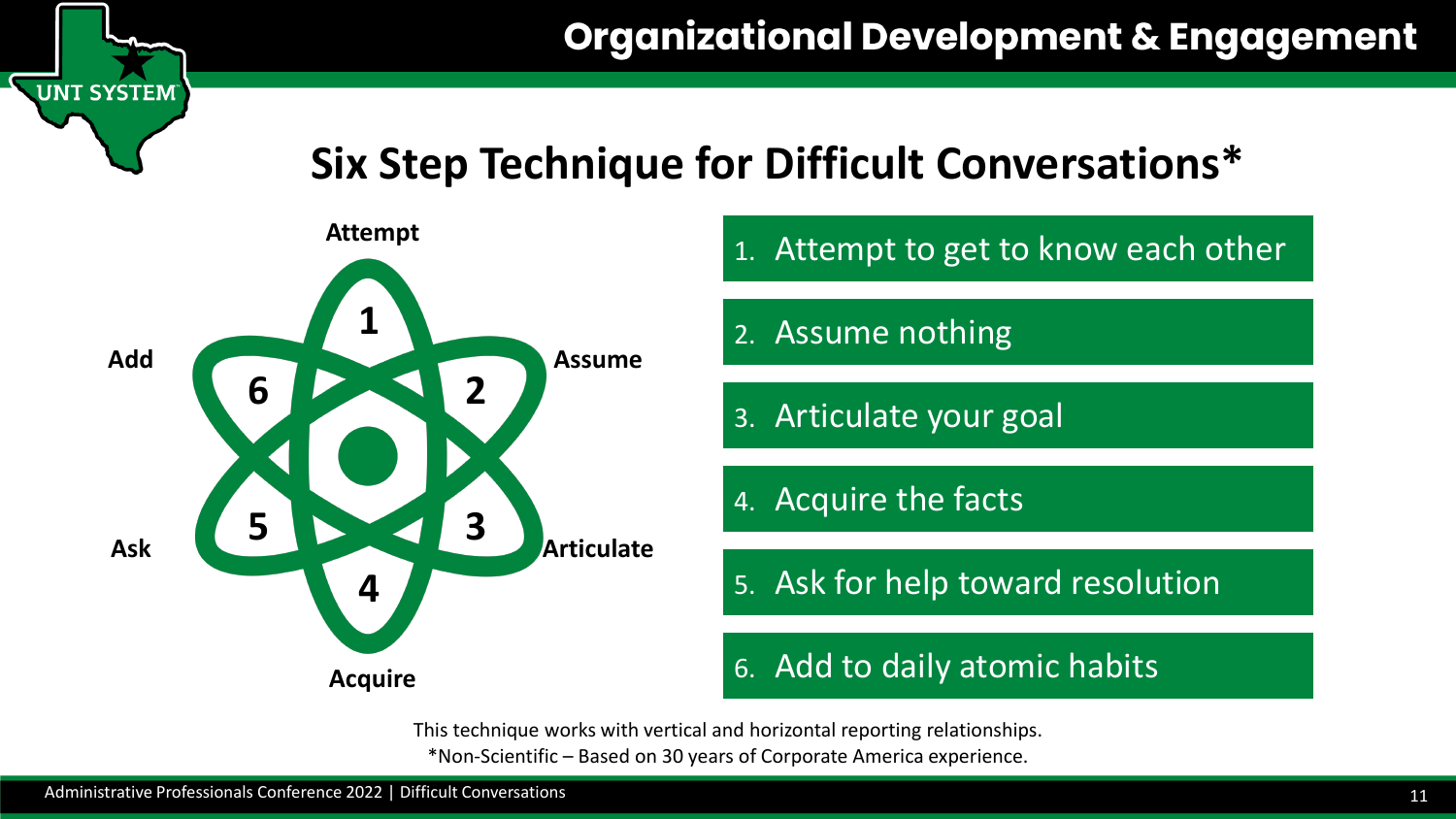# Six Step Technique for Difficult Conversations*

1. Attempt to get to know each other
2. Assume nothing
3. Articulate your goal
4. Acquire the facts
5. Ask for help toward resolution
6. Add to daily atomic habits

This technique works with vertical and horizontal reporting relationships.

*Non-Scientific – Based on 30 years of Corporate America experience.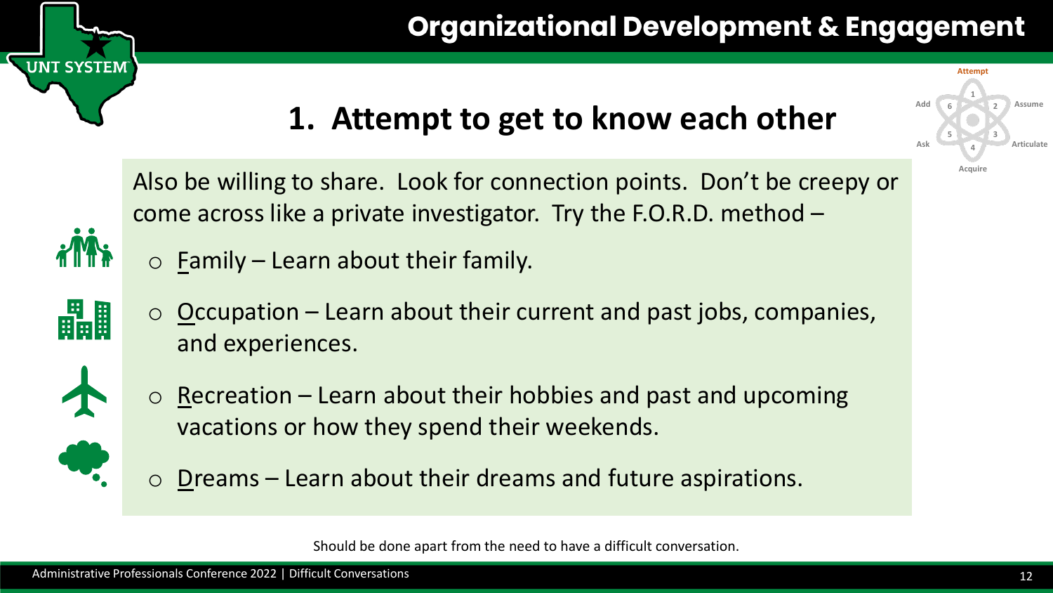# 1. Attempt to get to know each other

Attempt
Add 6 · 1 · 2 Assume
Ask 5 · 4 · 3 Articulate
Acquire

Also be willing to share. Look for connection points. Don't be creepy or come across like a private investigator. Try the F.O.R.D. method –

- Family – Learn about their family.
- Occupation – Learn about their current and past jobs, companies, and experiences.
- Recreation – Learn about their hobbies and past and upcoming vacations or how they spend their weekends.
- Dreams – Learn about their dreams and future aspirations.

Should be done apart from the need to have a difficult conversation.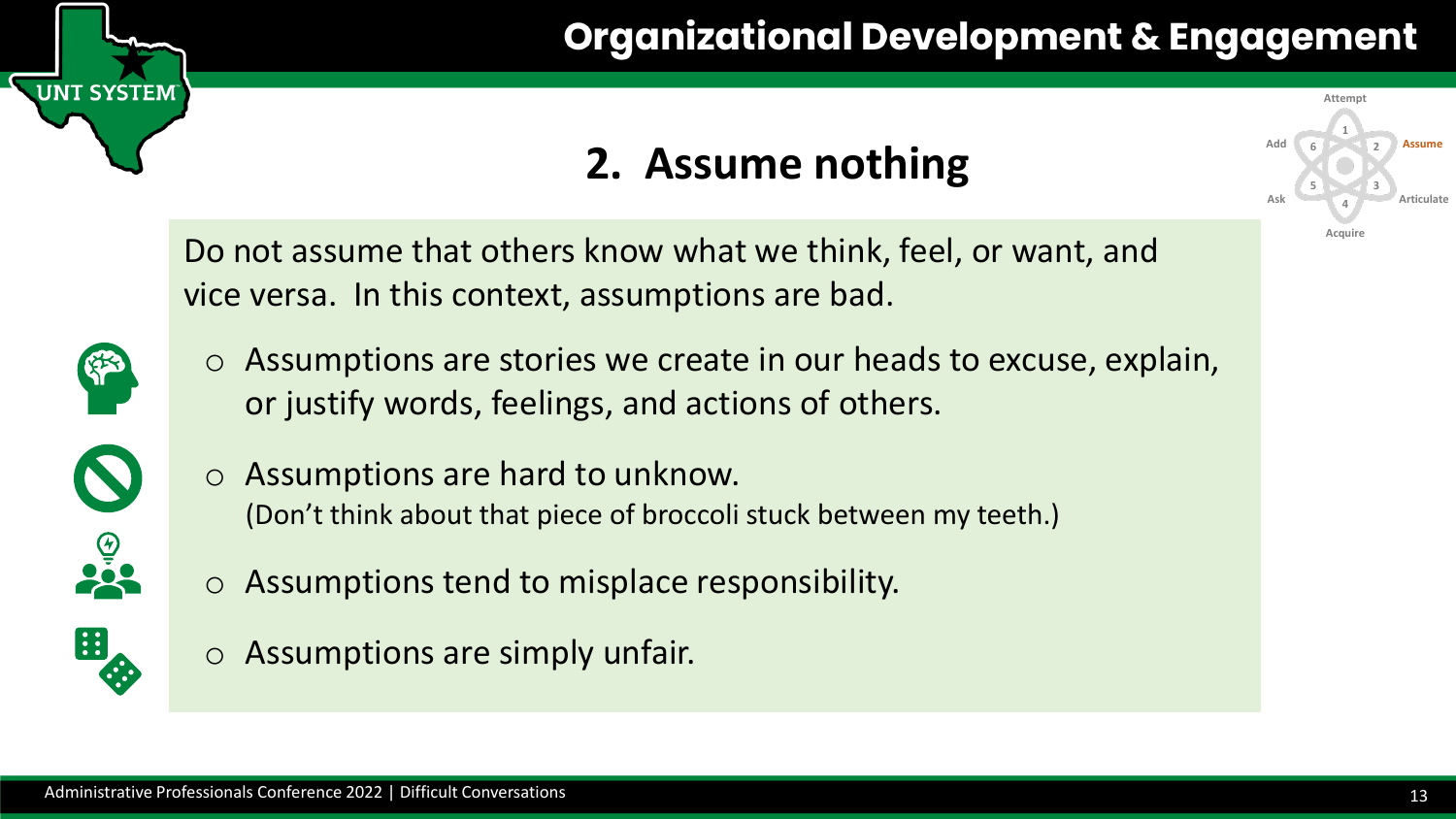# 2. Assume nothing

Attempt
Add 6 1 2 Assume
Ask 5 4 3 Articulate
Acquire

Do not assume that others know what we think, feel, or want, and vice versa. In this context, assumptions are bad.

- Assumptions are stories we create in our heads to excuse, explain, or justify words, feelings, and actions of others.
- Assumptions are hard to unknow.
  (Don't think about that piece of broccoli stuck between my teeth.)
- Assumptions tend to misplace responsibility.
- Assumptions are simply unfair.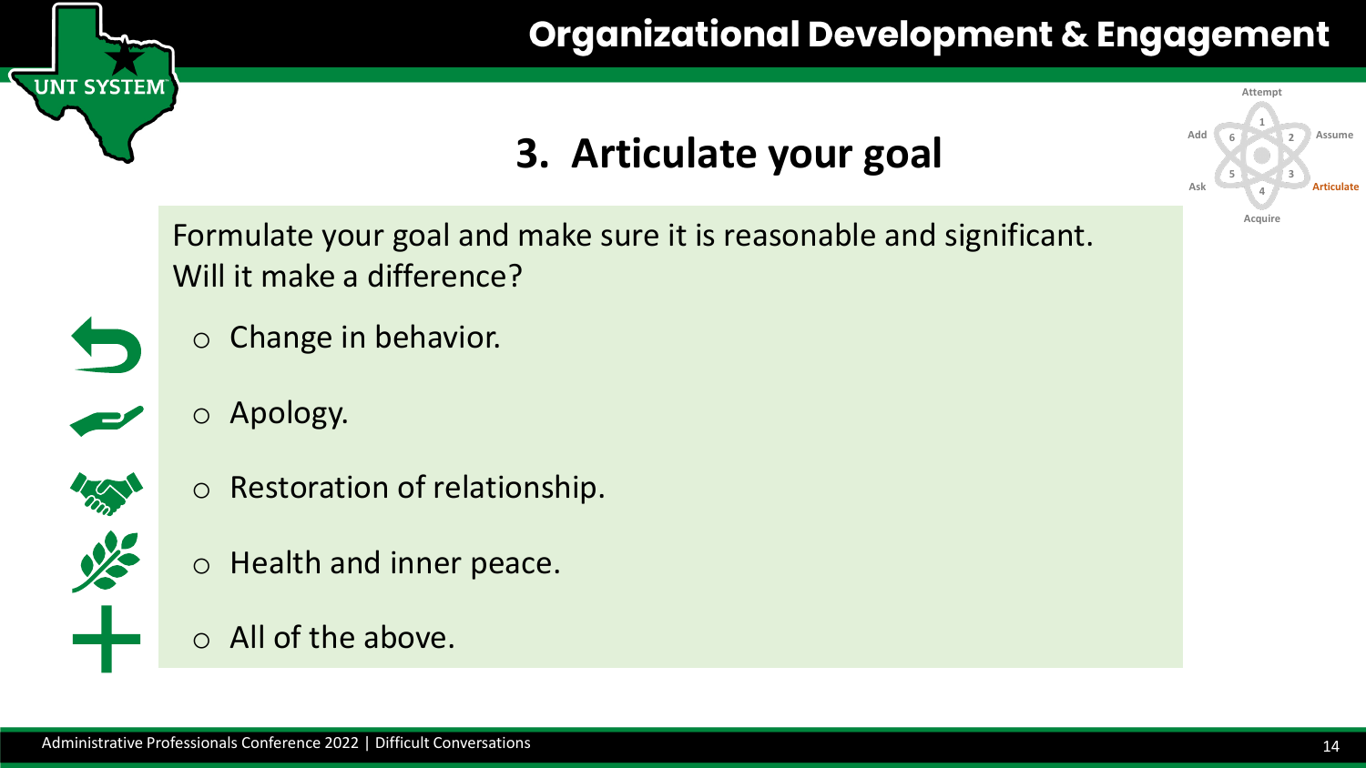# 3. Articulate your goal

Formulate your goal and make sure it is reasonable and significant. Will it make a difference?

- Change in behavior.
- Apology.
- Restoration of relationship.
- Health and inner peace.
- All of the above.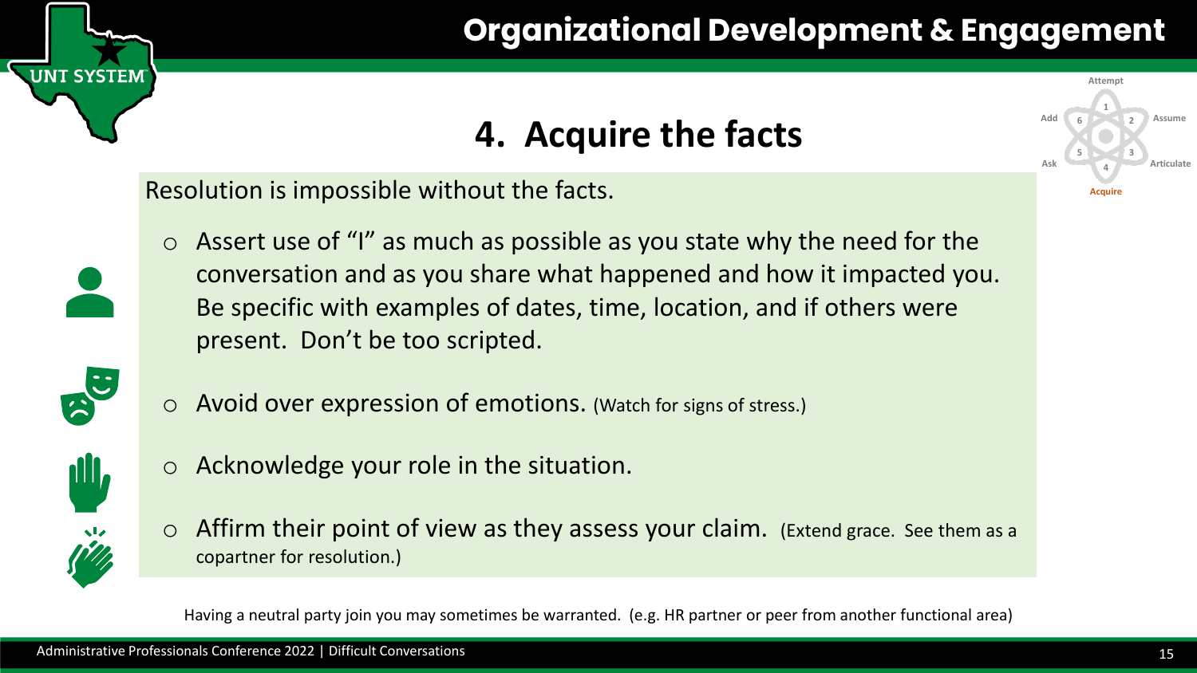# 4. Acquire the facts

Resolution is impossible without the facts.

- Assert use of "I" as much as possible as you state why the need for the conversation and as you share what happened and how it impacted you. Be specific with examples of dates, time, location, and if others were present. Don't be too scripted.
- Avoid over expression of emotions. (Watch for signs of stress.)
- Acknowledge your role in the situation.
- Affirm their point of view as they assess your claim. (Extend grace. See them as a copartner for resolution.)

Having a neutral party join you may sometimes be warranted. (e.g. HR partner or peer from another functional area)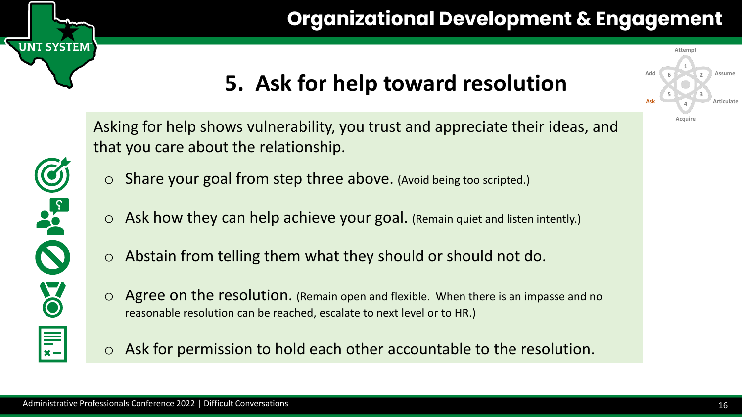# 5. Ask for help toward resolution

Attempt

Add 6 1 2 Assume

Ask 5 4 3 Articulate

Acquire

Asking for help shows vulnerability, you trust and appreciate their ideas, and that you care about the relationship.

- Share your goal from step three above. (Avoid being too scripted.)
- Ask how they can help achieve your goal. (Remain quiet and listen intently.)
- Abstain from telling them what they should or should not do.
- Agree on the resolution. (Remain open and flexible. When there is an impasse and no reasonable resolution can be reached, escalate to next level or to HR.)
- Ask for permission to hold each other accountable to the resolution.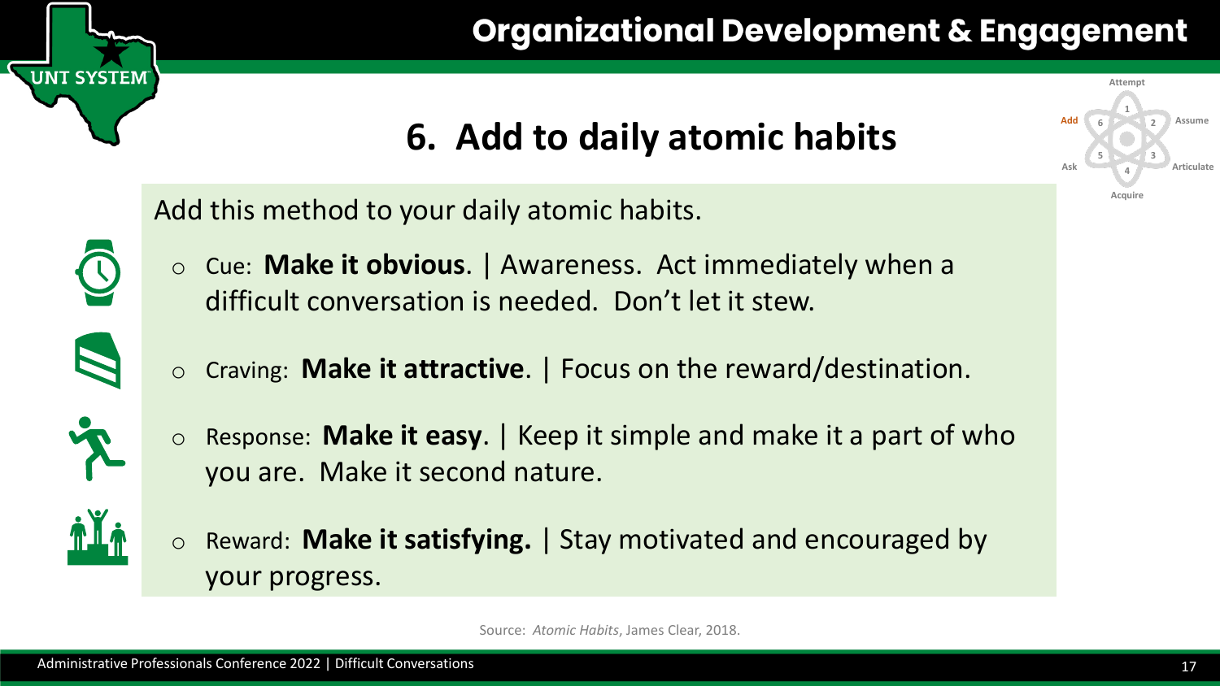# 6. Add to daily atomic habits

Add this method to your daily atomic habits.

- Cue: **Make it obvious**. | Awareness. Act immediately when a difficult conversation is needed. Don't let it stew.
- Craving: **Make it attractive**. | Focus on the reward/destination.
- Response: **Make it easy**. | Keep it simple and make it a part of who you are. Make it second nature.
- Reward: **Make it satisfying.** | Stay motivated and encouraged by your progress.

Source: *Atomic Habits*, James Clear, 2018.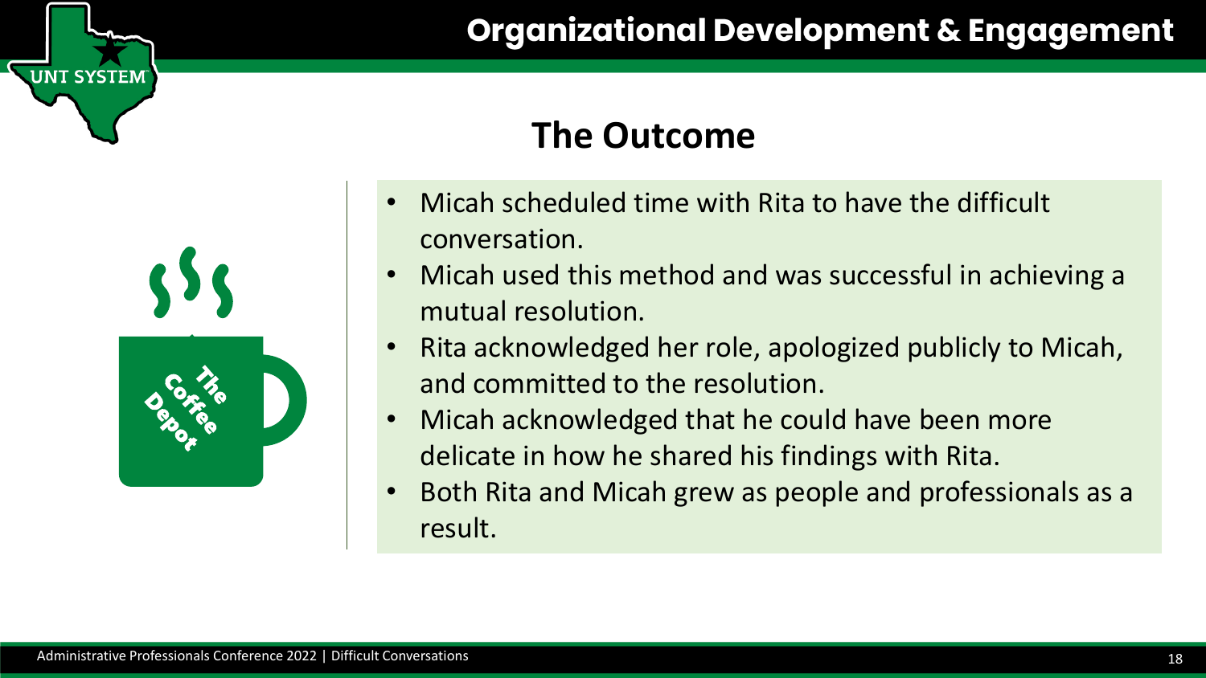## The Outcome

- Micah scheduled time with Rita to have the difficult conversation.
- Micah used this method and was successful in achieving a mutual resolution.
- Rita acknowledged her role, apologized publicly to Micah, and committed to the resolution.
- Micah acknowledged that he could have been more delicate in how he shared his findings with Rita.
- Both Rita and Micah grew as people and professionals as a result.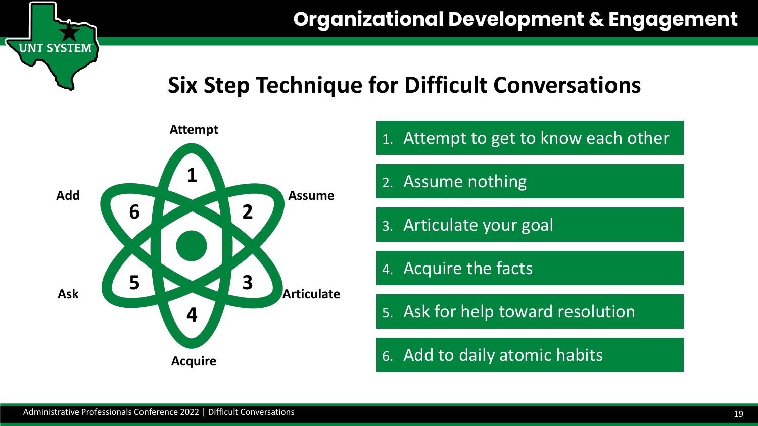## Six Step Technique for Difficult Conversations

1. Attempt to get to know each other
2. Assume nothing
3. Articulate your goal
4. Acquire the facts
5. Ask for help toward resolution
6. Add to daily atomic habits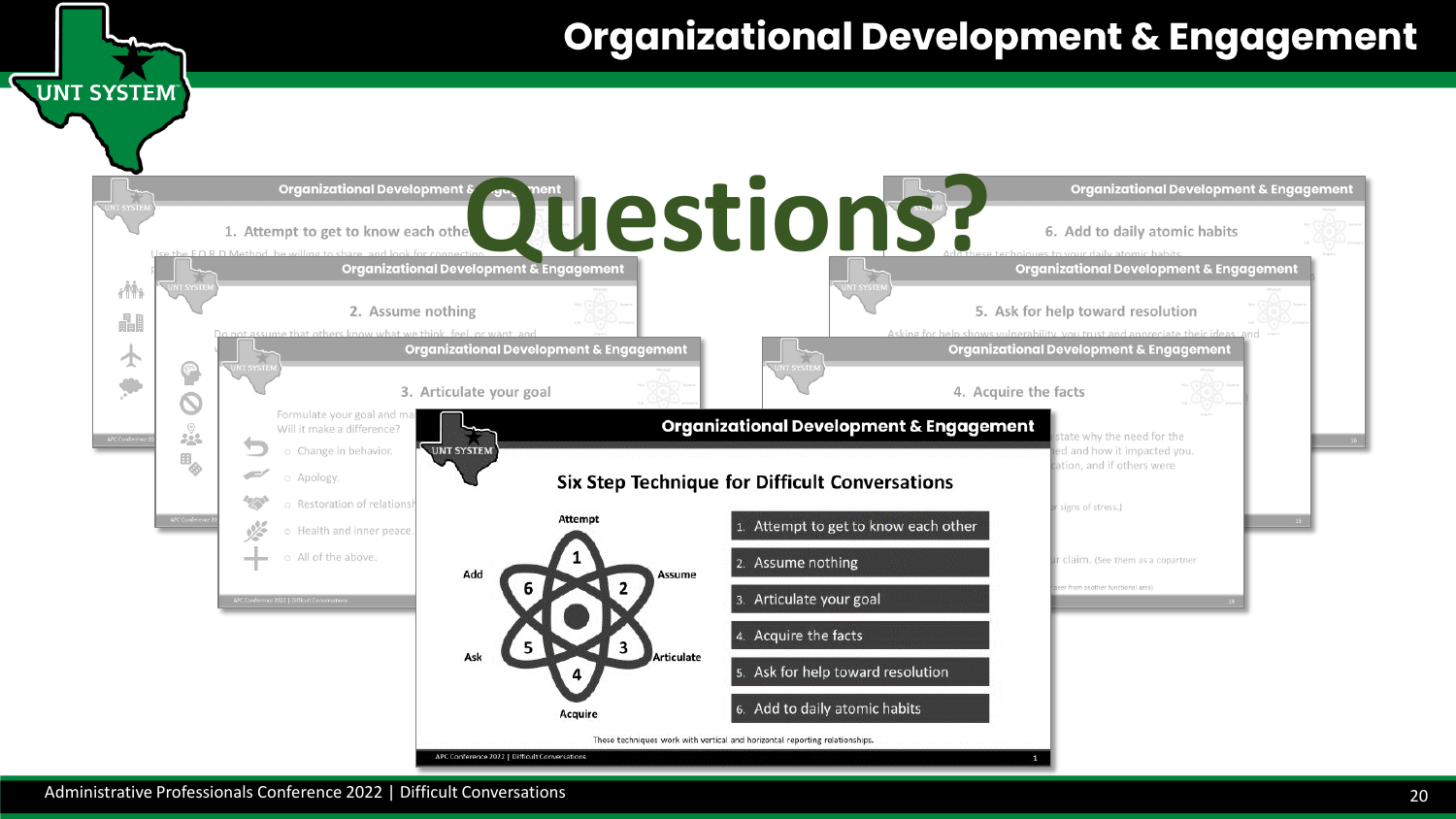# Questions?

## Six Step Technique for Difficult Conversations

1. Attempt to get to know each other
2. Assume nothing
3. Articulate your goal
4. Acquire the facts
5. Ask for help toward resolution
6. Add to daily atomic habits

These techniques work with vertical and horizontal reporting relationships.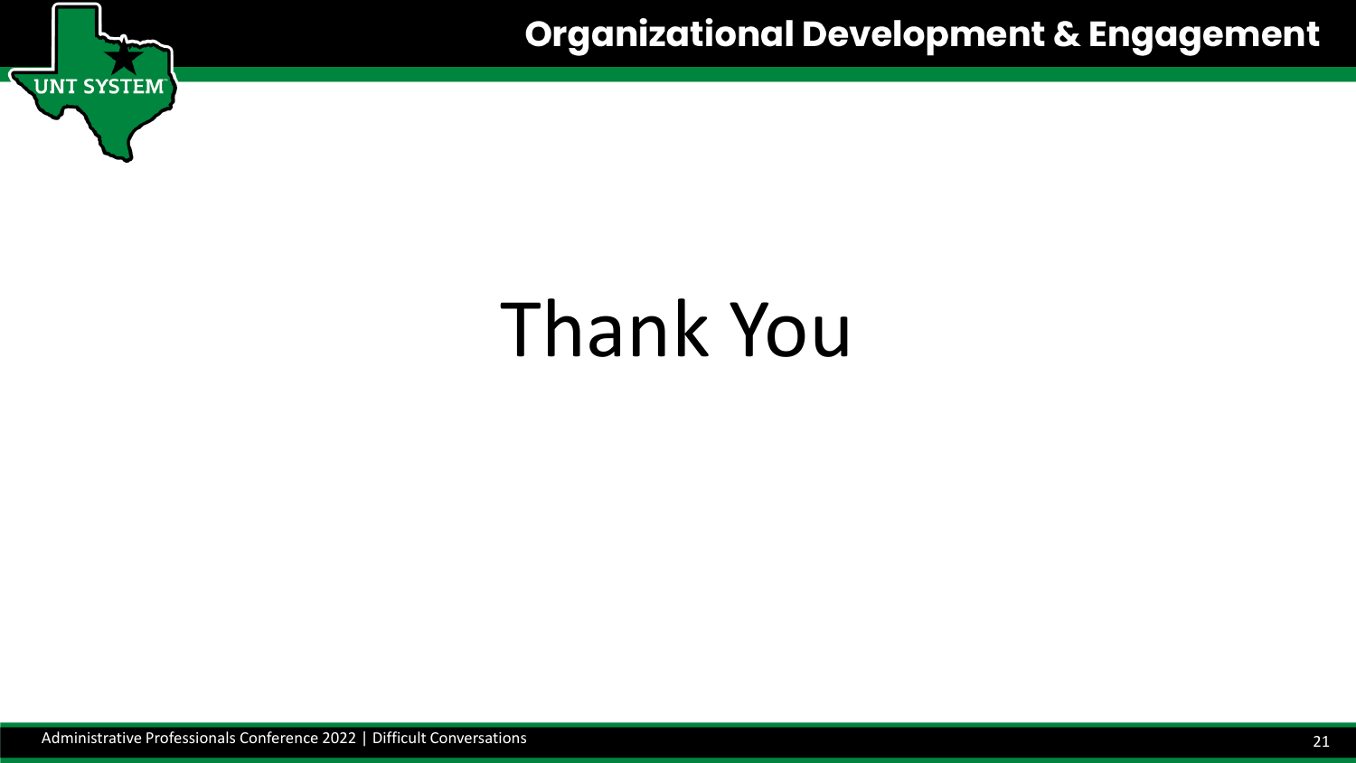# Thank You